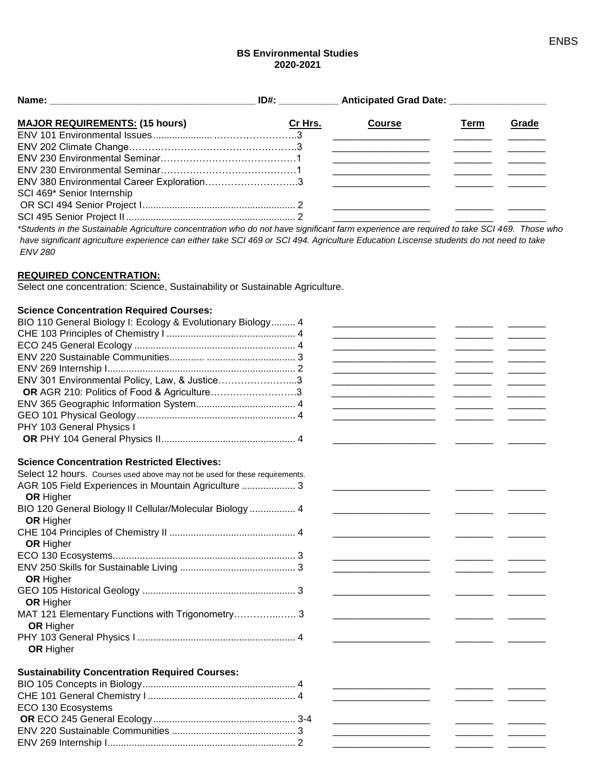# BS Environmental Studies
## 2020-2021

**Name:** _______________________________ **ID#:** __________ **Anticipated Grad Date:** ________________

| **MAJOR REQUIREMENTS: (15 hours)** | **Cr Hrs.** | **Course** | **Term** | **Grade** |
|---|---|---|---|---|
| ENV 101 Environmental Issues | 3 | | | |
| ENV 202 Climate Change | 3 | | | |
| ENV 230 Environmental Seminar | 1 | | | |
| ENV 230 Environmental Seminar | 1 | | | |
| ENV 380 Environmental Career Exploration | 3 | | | |
| SCI 469* Senior Internship OR SCI 494 Senior Project I | 2 | | | |
| SCI 495 Senior Project II | 2 | | | |

*\*Students in the Sustainable Agriculture concentration who do not have significant farm experience are required to take SCI 469. Those who have significant agriculture experience can either take SCI 469 or SCI 494. Agriculture Education Liscense students do not need to take ENV 280*

**REQUIRED CONCENTRATION:**

Select one concentration: Science, Sustainability or Sustainable Agriculture.

| **Science Concentration Required Courses:** | **Cr Hrs.** | **Course** | **Term** | **Grade** |
|---|---|---|---|---|
| BIO 110 General Biology I: Ecology & Evolutionary Biology | 4 | | | |
| CHE 103 Principles of Chemistry I | 4 | | | |
| ECO 245 General Ecology | 4 | | | |
| ENV 220 Sustainable Communities | 3 | | | |
| ENV 269 Internship I | 2 | | | |
| ENV 301 Environmental Policy, Law, & Justice | 3 | | | |
| **OR** AGR 210: Politics of Food & Agriculture | 3 | | | |
| ENV 365 Geographic Information System | 4 | | | |
| GEO 101 Physical Geology | 4 | | | |
| PHY 103 General Physics I **OR** PHY 104 General Physics II | 4 | | | |

**Science Concentration Restricted Electives:**

Select 12 hours. Courses used above may not be used for these requirements.

| Course | Cr Hrs. | Course | Term | Grade |
|---|---|---|---|---|
| AGR 105 Field Experiences in Mountain Agriculture **OR** Higher | 3 | | | |
| BIO 120 General Biology II Cellular/Molecular Biology **OR** Higher | 4 | | | |
| CHE 104 Principles of Chemistry II **OR** Higher | 4 | | | |
| ECO 130 Ecosystems | 3 | | | |
| ENV 250 Skills for Sustainable Living **OR** Higher | 3 | | | |
| GEO 105 Historical Geology **OR** Higher | 3 | | | |
| MAT 121 Elementary Functions with Trigonometry **OR** Higher | 3 | | | |
| PHY 103 General Physics I **OR** Higher | 4 | | | |

| **Sustainability Concentration Required Courses:** | **Cr Hrs.** | **Course** | **Term** | **Grade** |
|---|---|---|---|---|
| BIO 105 Concepts in Biology | 4 | | | |
| CHE 101 General Chemistry I | 4 | | | |
| ECO 130 Ecosystems **OR** ECO 245 General Ecology | 3-4 | | | |
| ENV 220 Sustainable Communities | 3 | | | |
| ENV 269 Internship I | 2 | | | |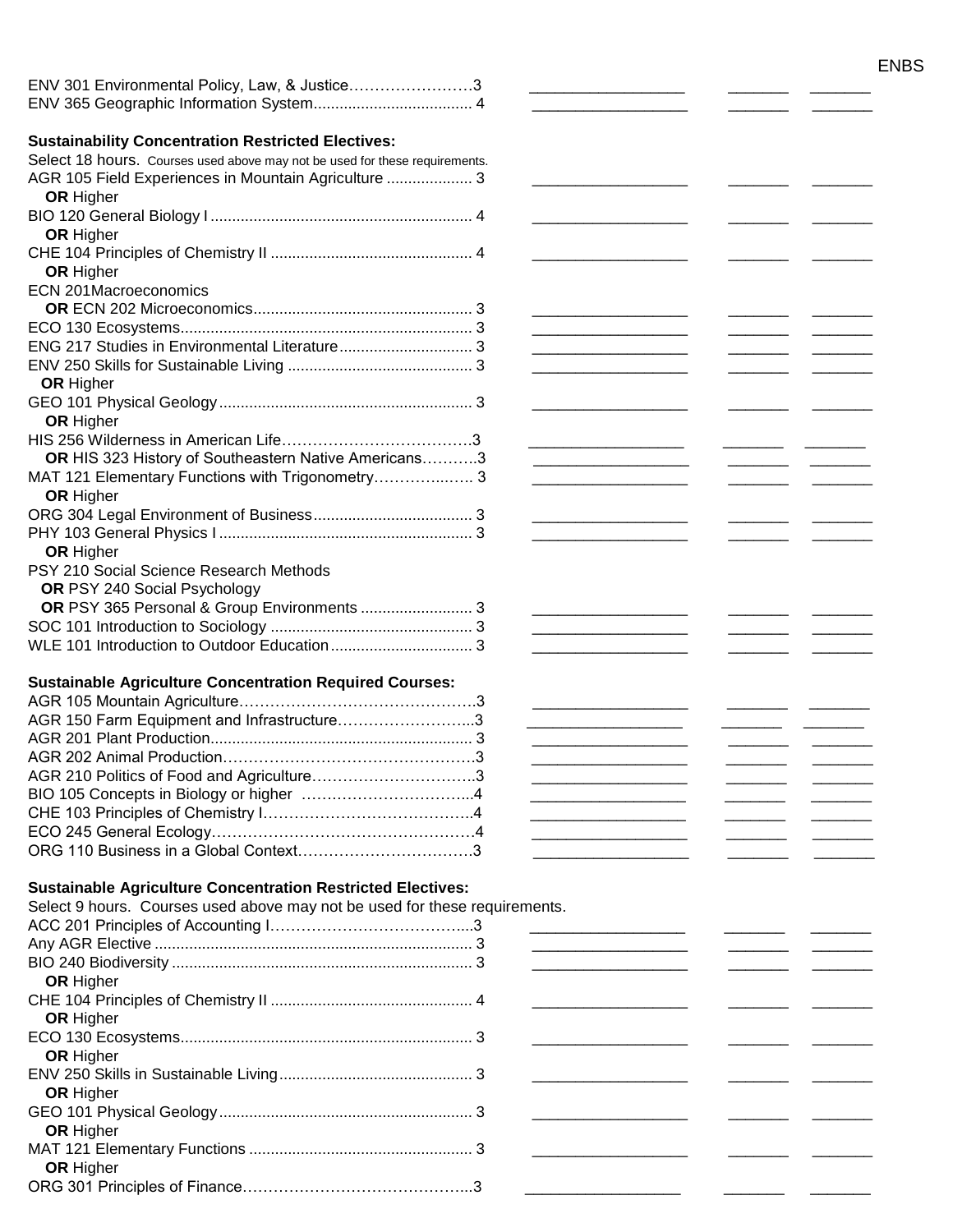ENV 301 Environmental Policy, Law, & Justice……………………3 __________________ _______ _______
ENV 365 Geographic Information System..................................... 4 __________________ _______ _______

**Sustainability Concentration Restricted Electives:**

Select 18 hours. Courses used above may not be used for these requirements.

AGR 105 Field Experiences in Mountain Agriculture .................... 3 __________________ _______ _______
**OR** Higher
BIO 120 General Biology I ............................................................. 4 __________________ _______ _______
**OR** Higher
CHE 104 Principles of Chemistry II ............................................... 4 __________________ _______ _______
**OR** Higher
ECN 201Macroeconomics
**OR** ECN 202 Microeconomics.................................................. 3 __________________ _______ _______
ECO 130 Ecosystems.................................................................... 3 __________________ _______ _______
ENG 217 Studies in Environmental Literature............................... 3 __________________ _______ _______
ENV 250 Skills for Sustainable Living ........................................... 3 __________________ _______ _______
**OR** Higher
GEO 101 Physical Geology ........................................................... 3 __________________ _______ _______
**OR** Higher
HIS 256 Wilderness in American Life……………………………….3 __________________ _______ _______
**OR** HIS 323 History of Southeastern Native Americans………..3 __________________ _______ _______
MAT 121 Elementary Functions with Trigonometry……………..….. 3 __________________ _______ _______
**OR** Higher
ORG 304 Legal Environment of Business..................................... 3 __________________ _______ _______
PHY 103 General Physics I ........................................................... 3 __________________ _______ _______
**OR** Higher
PSY 210 Social Science Research Methods
**OR** PSY 240 Social Psychology
**OR** PSY 365 Personal & Group Environments .......................... 3 __________________ _______ _______
SOC 101 Introduction to Sociology ............................................... 3 __________________ _______ _______
WLE 101 Introduction to Outdoor Education ................................. 3 __________________ _______ _______

**Sustainable Agriculture Concentration Required Courses:**

AGR 105 Mountain Agriculture……………………………………….3 __________________ _______ _______
AGR 150 Farm Equipment and Infrastructure……………………..3 __________________ _______ _______
AGR 201 Plant Production............................................................ 3 __________________ _______ _______
AGR 202 Animal Production………………………………………….3 __________________ _______ _______
AGR 210 Politics of Food and Agriculture…………………………..3 __________________ _______ _______
BIO 105 Concepts in Biology or higher …………………………...4 __________________ _______ _______
CHE 103 Principles of Chemistry I…………………………………..4 __________________ _______ _______
ECO 245 General Ecology……………………………………………4 __________________ _______ _______
ORG 110 Business in a Global Context……………………………3 __________________ _______ _______

**Sustainable Agriculture Concentration Restricted Electives:**

Select 9 hours. Courses used above may not be used for these requirements.

ACC 201 Principles of Accounting I………………………………...3 __________________ _______ _______
Any AGR Elective ......................................................................... 3 __________________ _______ _______
BIO 240 Biodiversity ..................................................................... 3 __________________ _______ _______
**OR** Higher
CHE 104 Principles of Chemistry II ............................................... 4 __________________ _______ _______
**OR** Higher
ECO 130 Ecosystems.................................................................... 3 __________________ _______ _______
**OR** Higher
ENV 250 Skills in Sustainable Living............................................. 3 __________________ _______ _______
**OR** Higher
GEO 101 Physical Geology ........................................................... 3 __________________ _______ _______
**OR** Higher
MAT 121 Elementary Functions .................................................... 3 __________________ _______ _______
**OR** Higher
ORG 301 Principles of Finance……………………………………...3 __________________ _______ _______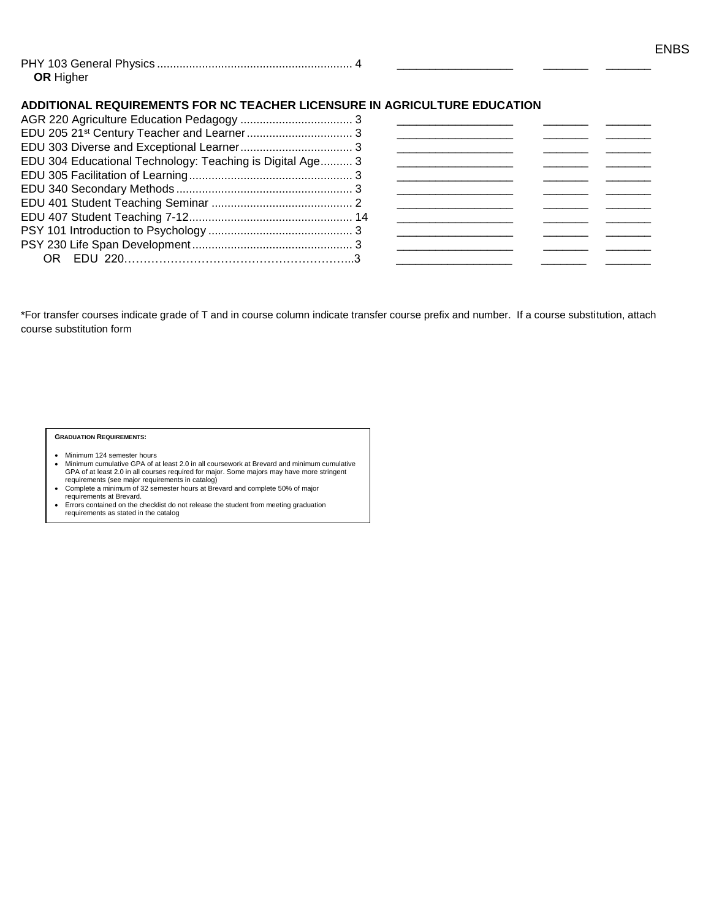PHY 103 General Physics ............................................................. 4
**OR** Higher

### ADDITIONAL REQUIREMENTS FOR NC TEACHER LICENSURE IN AGRICULTURE EDUCATION

| | | | |
|---|---|---|---|
| AGR 220 Agriculture Education Pedagogy ................................... 3 | | | |
| EDU 205 21st Century Teacher and Learner ................................. 3 | | | |
| EDU 303 Diverse and Exceptional Learner ................................... 3 | | | |
| EDU 304 Educational Technology: Teaching is Digital Age.......... 3 | | | |
| EDU 305 Facilitation of Learning ................................................... 3 | | | |
| EDU 340 Secondary Methods ....................................................... 3 | | | |
| EDU 401 Student Teaching Seminar ............................................ 2 | | | |
| EDU 407 Student Teaching 7-12 ................................................... 14 | | | |
| PSY 101 Introduction to Psychology ............................................. 3 | | | |
| PSY 230 Life Span Development .................................................. 3 | | | |
| OR EDU 220.……………………………………………………..3 | | | |

*For transfer courses indicate grade of T and in course column indicate transfer course prefix and number. If a course substitution, attach course substitution form

**GRADUATION REQUIREMENTS:**

- Minimum 124 semester hours
- Minimum cumulative GPA of at least 2.0 in all coursework at Brevard and minimum cumulative GPA of at least 2.0 in all courses required for major. Some majors may have more stringent requirements (see major requirements in catalog)
- Complete a minimum of 32 semester hours at Brevard and complete 50% of major requirements at Brevard.
- Errors contained on the checklist do not release the student from meeting graduation requirements as stated in the catalog